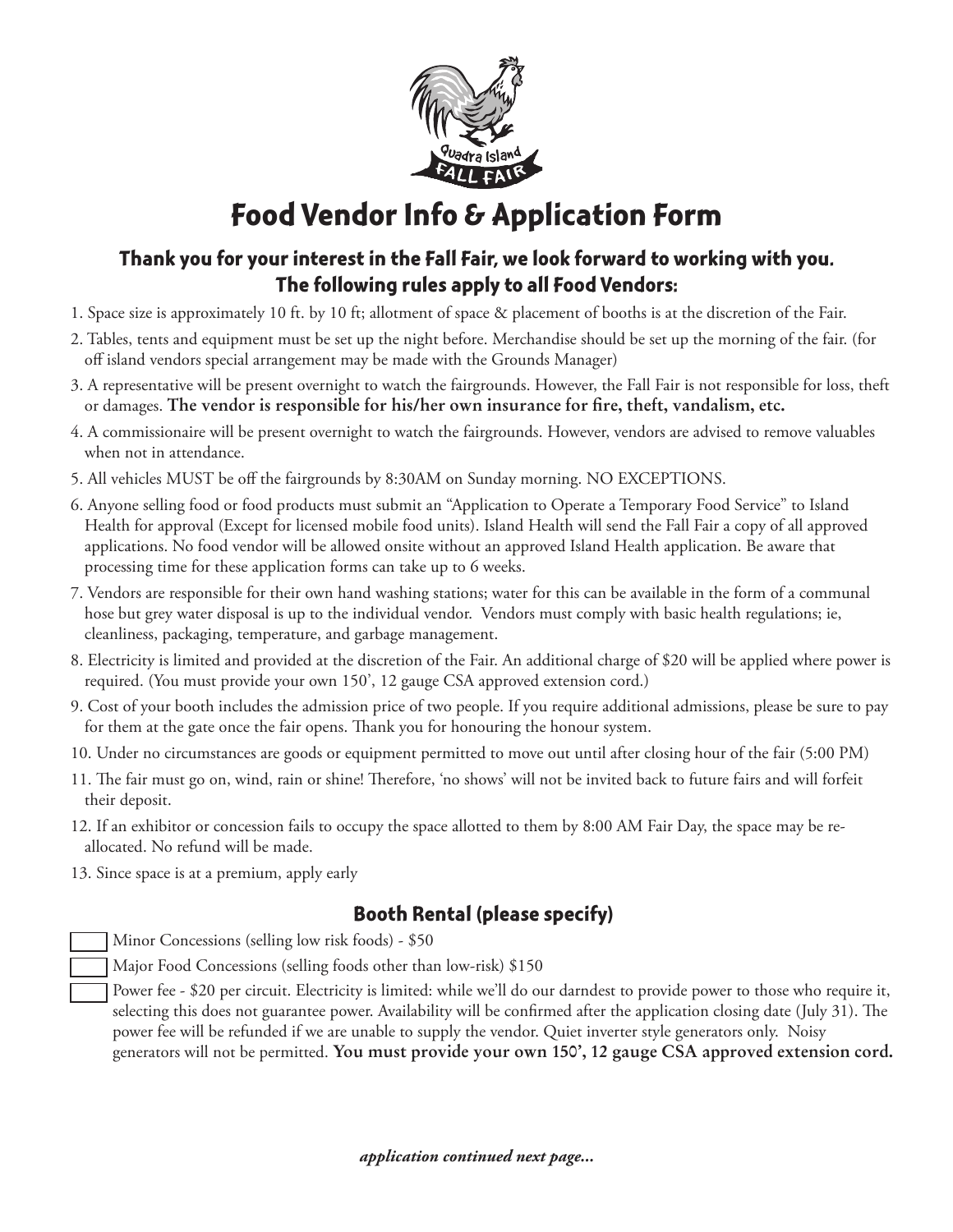# Food Vendor Info & Application Form

### Thank you for your interest in the Fall Fair, we look forward to working with you. The following rules apply to all Food Vendors:

1. Space size is approximately 10 ft. by 10 ft; allotment of space & placement of booths is at the discretion of the Fair.
2. Tables, tents and equipment must be set up the night before. Merchandise should be set up the morning of the fair. (for off island vendors special arrangement may be made with the Grounds Manager)
3. A representative will be present overnight to watch the fairgrounds. However, the Fall Fair is not responsible for loss, theft or damages. **The vendor is responsible for his/her own insurance for fire, theft, vandalism, etc.**
4. A commissionaire will be present overnight to watch the fairgrounds. However, vendors are advised to remove valuables when not in attendance.
5. All vehicles MUST be off the fairgrounds by 8:30AM on Sunday morning. NO EXCEPTIONS.
6. Anyone selling food or food products must submit an "Application to Operate a Temporary Food Service" to Island Health for approval (Except for licensed mobile food units). Island Health will send the Fall Fair a copy of all approved applications. No food vendor will be allowed onsite without an approved Island Health application. Be aware that processing time for these application forms can take up to 6 weeks.
7. Vendors are responsible for their own hand washing stations; water for this can be available in the form of a communal hose but grey water disposal is up to the individual vendor. Vendors must comply with basic health regulations; ie, cleanliness, packaging, temperature, and garbage management.
8. Electricity is limited and provided at the discretion of the Fair. An additional charge of $20 will be applied where power is required. (You must provide your own 150', 12 gauge CSA approved extension cord.)
9. Cost of your booth includes the admission price of two people. If you require additional admissions, please be sure to pay for them at the gate once the fair opens. Thank you for honouring the honour system.
10. Under no circumstances are goods or equipment permitted to move out until after closing hour of the fair (5:00 PM)
11. The fair must go on, wind, rain or shine! Therefore, 'no shows' will not be invited back to future fairs and will forfeit their deposit.
12. If an exhibitor or concession fails to occupy the space allotted to them by 8:00 AM Fair Day, the space may be re-allocated. No refund will be made.
13. Since space is at a premium, apply early

### Booth Rental (please specify)

- ☐ Minor Concessions (selling low risk foods) - $50
- ☐ Major Food Concessions (selling foods other than low-risk) $150
- ☐ Power fee - $20 per circuit. Electricity is limited: while we'll do our darndest to provide power to those who require it, selecting this does not guarantee power. Availability will be confirmed after the application closing date (July 31). The power fee will be refunded if we are unable to supply the vendor. Quiet inverter style generators only. Noisy generators will not be permitted. **You must provide your own 150', 12 gauge CSA approved extension cord.**

***application continued next page...***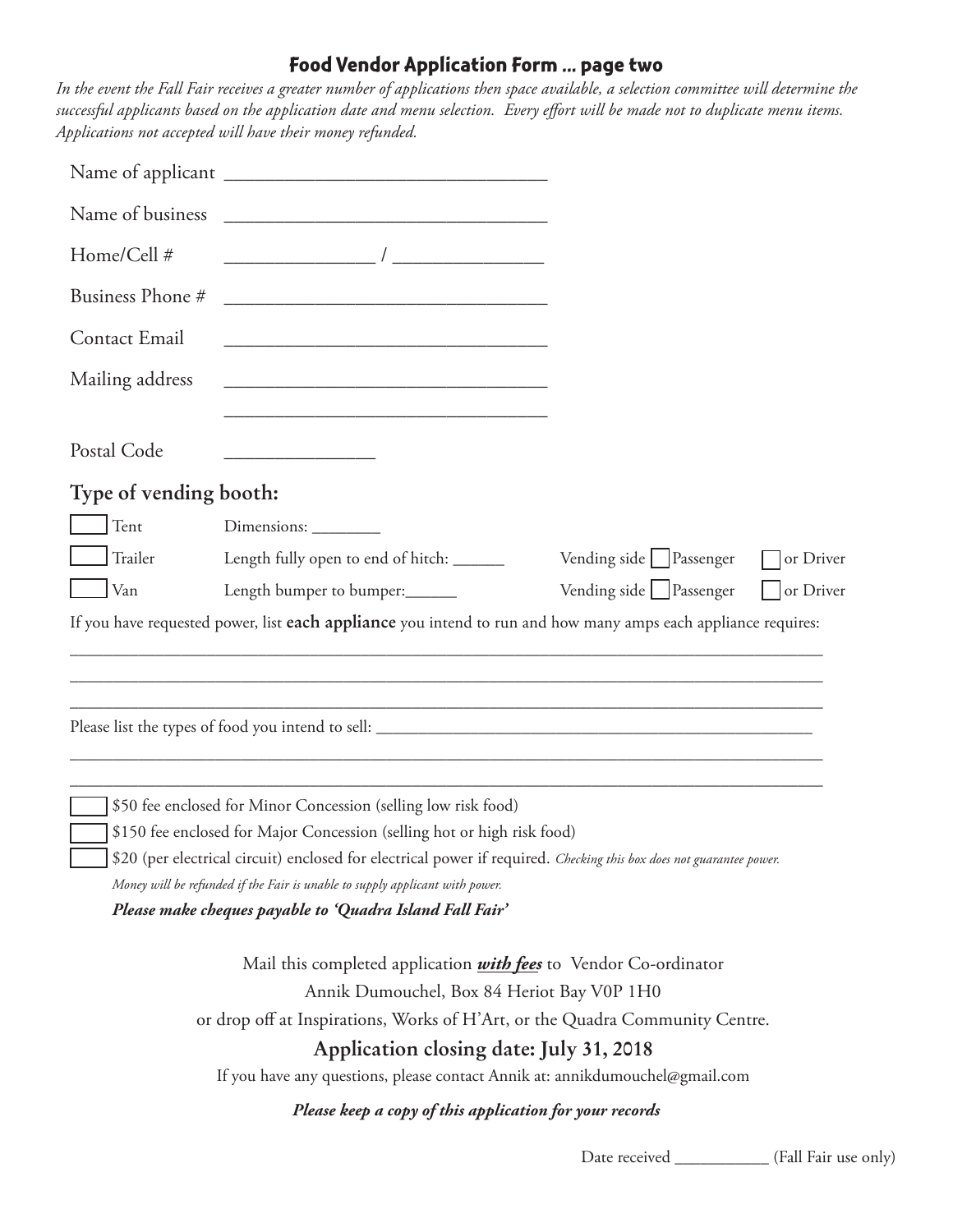## Food Vendor Application Form … page two

*In the event the Fall Fair receives a greater number of applications then space available, a selection committee will determine the successful applicants based on the application date and menu selection. Every effort will be made not to duplicate menu items. Applications not accepted will have their money refunded.*

Name of applicant ________________________________

Name of business ________________________________

Home/Cell # _______________ / _______________

Business Phone # ________________________________

Contact Email ________________________________

Mailing address ________________________________

________________________________

Postal Code _______________

### Type of vending booth:

☐ Tent Dimensions: ________

☐ Trailer Length fully open to end of hitch: ______ Vending side ☐ Passenger ☐ or Driver

☐ Van Length bumper to bumper:______ Vending side ☐ Passenger ☐ or Driver

If you have requested power, list **each appliance** you intend to run and how many amps each appliance requires:

________________________________________________________________________________

________________________________________________________________________________

________________________________________________________________________________

Please list the types of food you intend to sell: ____________________________________________

________________________________________________________________________________

________________________________________________________________________________

☐ $50 fee enclosed for Minor Concession (selling low risk food)

☐ $150 fee enclosed for Major Concession (selling hot or high risk food)

☐ $20 (per electrical circuit) enclosed for electrical power if required. *Checking this box does not guarantee power.*

*Money will be refunded if the Fair is unable to supply applicant with power.*

***Please make cheques payable to 'Quadra Island Fall Fair'***

Mail this completed application ***with fees*** to Vendor Co-ordinator

Annik Dumouchel, Box 84 Heriot Bay V0P 1H0

or drop off at Inspirations, Works of H'Art, or the Quadra Community Centre.

### Application closing date: July 31, 2018

If you have any questions, please contact Annik at: annikdumouchel@gmail.com

***Please keep a copy of this application for your records***

Date received ___________ (Fall Fair use only)